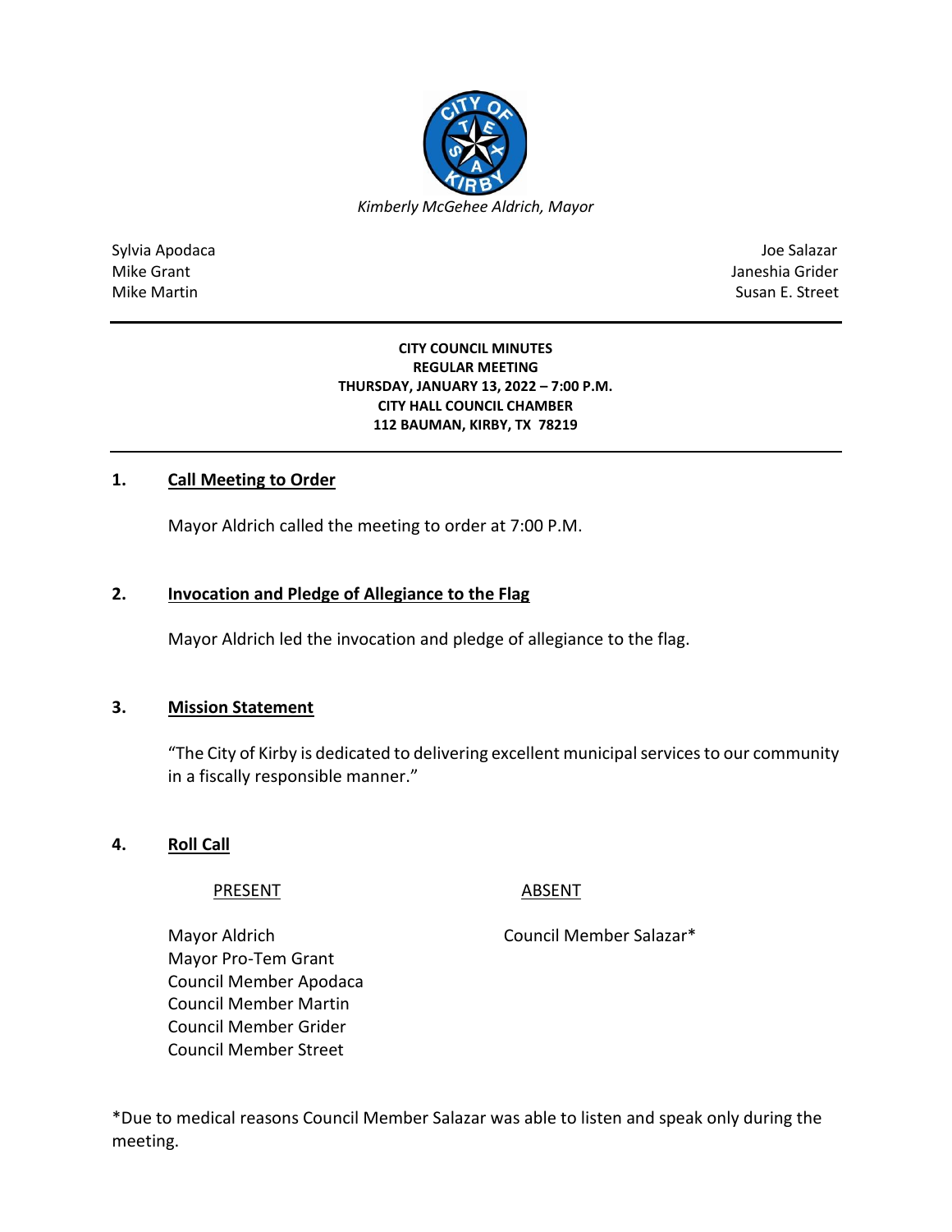*Kimberly McGehee Aldrich, Mayor*

Sylvia Apodaca
Mike Grant
Mike Martin

Joe Salazar
Janeshia Grider
Susan E. Street

**CITY COUNCIL MINUTES**
**REGULAR MEETING**
**THURSDAY, JANUARY 13, 2022 – 7:00 P.M.**
**CITY HALL COUNCIL CHAMBER**
**112 BAUMAN, KIRBY, TX 78219**

## 1. Call Meeting to Order

Mayor Aldrich called the meeting to order at 7:00 P.M.

## 2. Invocation and Pledge of Allegiance to the Flag

Mayor Aldrich led the invocation and pledge of allegiance to the flag.

## 3. Mission Statement

"The City of Kirby is dedicated to delivering excellent municipal services to our community in a fiscally responsible manner."

## 4. Roll Call

| PRESENT | ABSENT |
|---|---|
| Mayor Aldrich | Council Member Salazar* |
| Mayor Pro-Tem Grant | |
| Council Member Apodaca | |
| Council Member Martin | |
| Council Member Grider | |
| Council Member Street | |

*Due to medical reasons Council Member Salazar was able to listen and speak only during the meeting.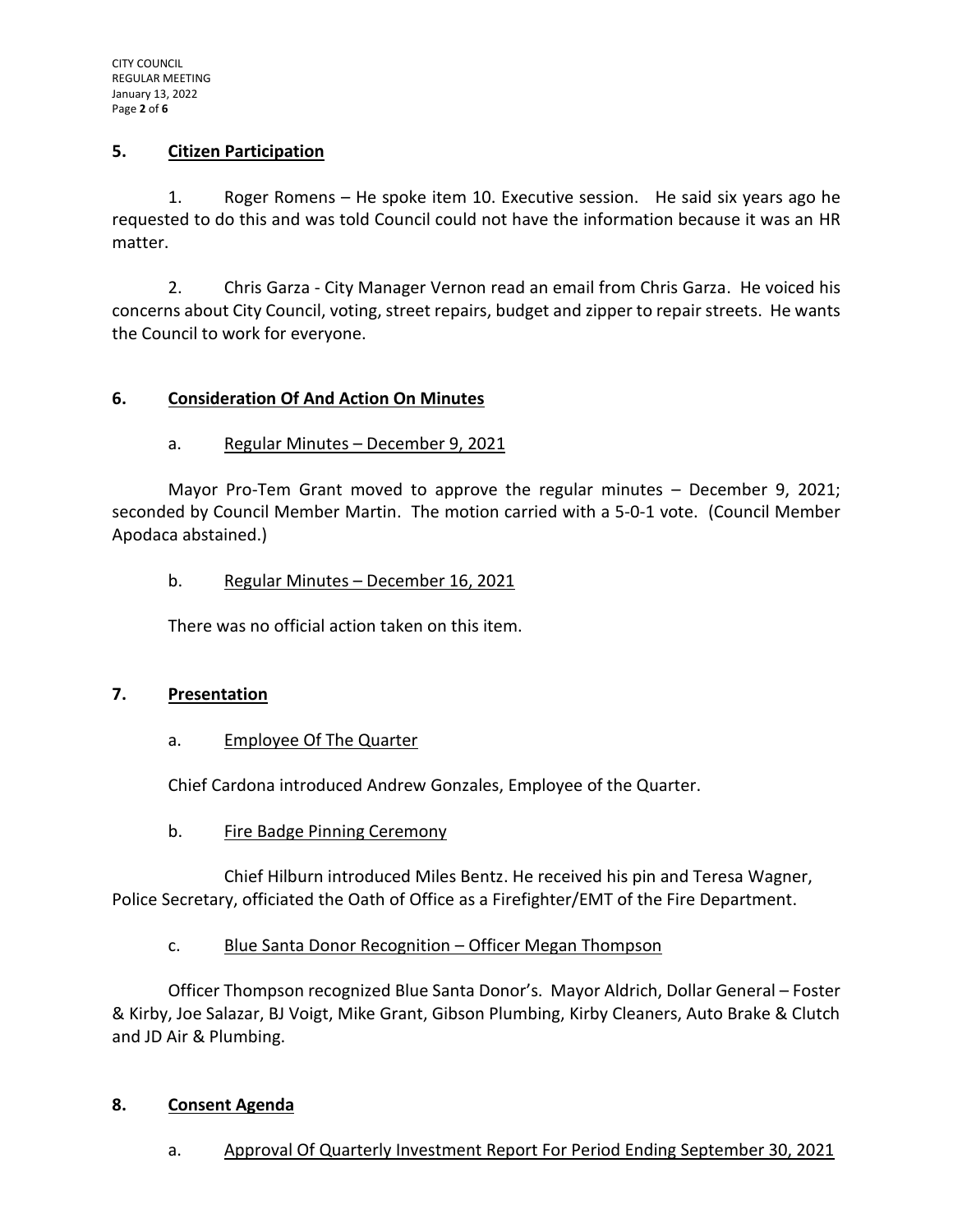## 5. Citizen Participation

1. Roger Romens – He spoke item 10. Executive session. He said six years ago he requested to do this and was told Council could not have the information because it was an HR matter.

2. Chris Garza - City Manager Vernon read an email from Chris Garza. He voiced his concerns about City Council, voting, street repairs, budget and zipper to repair streets. He wants the Council to work for everyone.

## 6. Consideration Of And Action On Minutes

a. Regular Minutes – December 9, 2021

Mayor Pro-Tem Grant moved to approve the regular minutes – December 9, 2021; seconded by Council Member Martin. The motion carried with a 5-0-1 vote. (Council Member Apodaca abstained.)

b. Regular Minutes – December 16, 2021

There was no official action taken on this item.

## 7. Presentation

a. Employee Of The Quarter

Chief Cardona introduced Andrew Gonzales, Employee of the Quarter.

b. Fire Badge Pinning Ceremony

Chief Hilburn introduced Miles Bentz. He received his pin and Teresa Wagner, Police Secretary, officiated the Oath of Office as a Firefighter/EMT of the Fire Department.

c. Blue Santa Donor Recognition – Officer Megan Thompson

Officer Thompson recognized Blue Santa Donor's. Mayor Aldrich, Dollar General – Foster & Kirby, Joe Salazar, BJ Voigt, Mike Grant, Gibson Plumbing, Kirby Cleaners, Auto Brake & Clutch and JD Air & Plumbing.

## 8. Consent Agenda

a. Approval Of Quarterly Investment Report For Period Ending September 30, 2021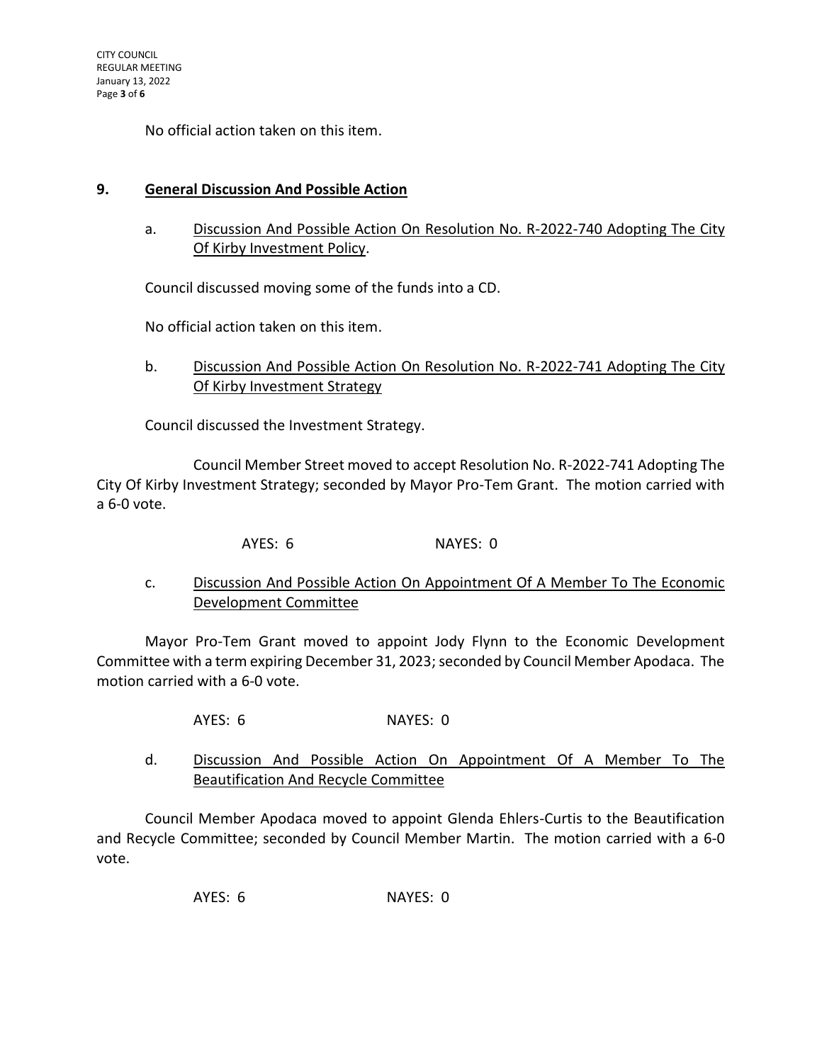No official action taken on this item.

## 9. General Discussion And Possible Action

a. Discussion And Possible Action On Resolution No. R-2022-740 Adopting The City Of Kirby Investment Policy.

Council discussed moving some of the funds into a CD.

No official action taken on this item.

b. Discussion And Possible Action On Resolution No. R-2022-741 Adopting The City Of Kirby Investment Strategy

Council discussed the Investment Strategy.

Council Member Street moved to accept Resolution No. R-2022-741 Adopting The City Of Kirby Investment Strategy; seconded by Mayor Pro-Tem Grant. The motion carried with a 6-0 vote.

AYES: 6 NAYES: 0

c. Discussion And Possible Action On Appointment Of A Member To The Economic Development Committee

Mayor Pro-Tem Grant moved to appoint Jody Flynn to the Economic Development Committee with a term expiring December 31, 2023; seconded by Council Member Apodaca. The motion carried with a 6-0 vote.

AYES: 6 NAYES: 0

d. Discussion And Possible Action On Appointment Of A Member To The Beautification And Recycle Committee

Council Member Apodaca moved to appoint Glenda Ehlers-Curtis to the Beautification and Recycle Committee; seconded by Council Member Martin. The motion carried with a 6-0 vote.

AYES: 6 NAYES: 0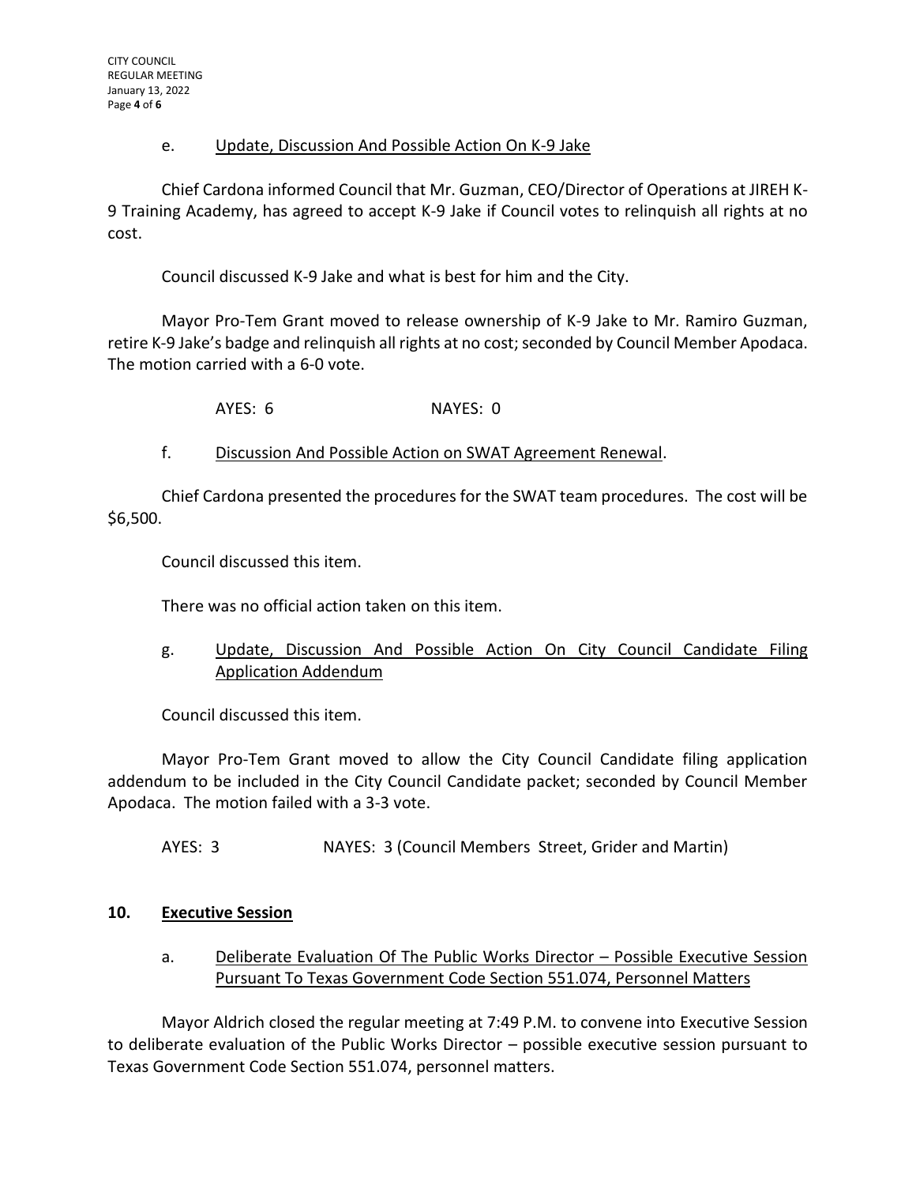e. Update, Discussion And Possible Action On K-9 Jake

Chief Cardona informed Council that Mr. Guzman, CEO/Director of Operations at JIREH K-9 Training Academy, has agreed to accept K-9 Jake if Council votes to relinquish all rights at no cost.

Council discussed K-9 Jake and what is best for him and the City.

Mayor Pro-Tem Grant moved to release ownership of K-9 Jake to Mr. Ramiro Guzman, retire K-9 Jake's badge and relinquish all rights at no cost; seconded by Council Member Apodaca. The motion carried with a 6-0 vote.

AYES: 6 NAYES: 0

f. Discussion And Possible Action on SWAT Agreement Renewal.

Chief Cardona presented the procedures for the SWAT team procedures. The cost will be $6,500.

Council discussed this item.

There was no official action taken on this item.

g. Update, Discussion And Possible Action On City Council Candidate Filing Application Addendum

Council discussed this item.

Mayor Pro-Tem Grant moved to allow the City Council Candidate filing application addendum to be included in the City Council Candidate packet; seconded by Council Member Apodaca. The motion failed with a 3-3 vote.

AYES: 3 NAYES: 3 (Council Members Street, Grider and Martin)

## 10. Executive Session

a. Deliberate Evaluation Of The Public Works Director – Possible Executive Session Pursuant To Texas Government Code Section 551.074, Personnel Matters

Mayor Aldrich closed the regular meeting at 7:49 P.M. to convene into Executive Session to deliberate evaluation of the Public Works Director – possible executive session pursuant to Texas Government Code Section 551.074, personnel matters.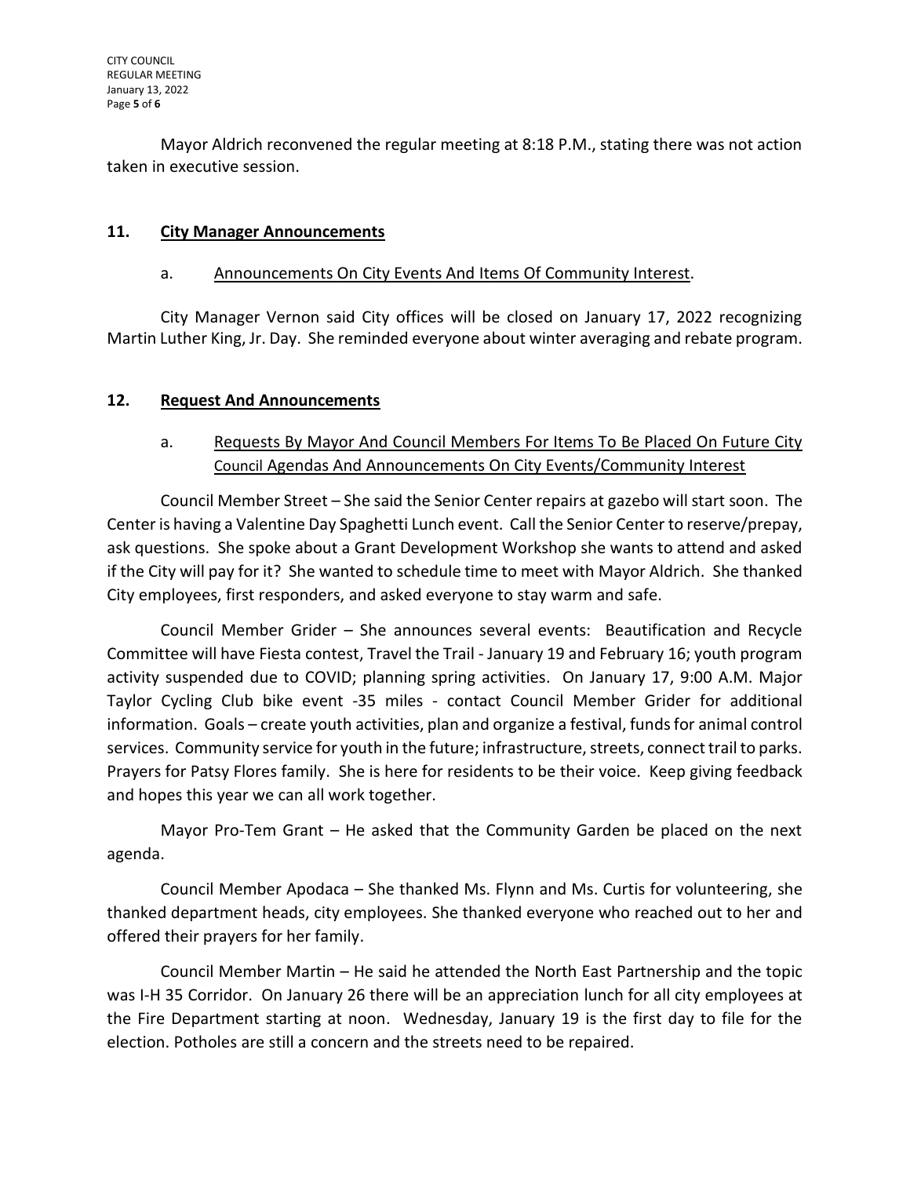Mayor Aldrich reconvened the regular meeting at 8:18 P.M., stating there was not action taken in executive session.

## 11. City Manager Announcements

a. Announcements On City Events And Items Of Community Interest.

City Manager Vernon said City offices will be closed on January 17, 2022 recognizing Martin Luther King, Jr. Day. She reminded everyone about winter averaging and rebate program.

## 12. Request And Announcements

a. Requests By Mayor And Council Members For Items To Be Placed On Future City Council Agendas And Announcements On City Events/Community Interest

Council Member Street – She said the Senior Center repairs at gazebo will start soon. The Center is having a Valentine Day Spaghetti Lunch event. Call the Senior Center to reserve/prepay, ask questions. She spoke about a Grant Development Workshop she wants to attend and asked if the City will pay for it? She wanted to schedule time to meet with Mayor Aldrich. She thanked City employees, first responders, and asked everyone to stay warm and safe.

Council Member Grider – She announces several events: Beautification and Recycle Committee will have Fiesta contest, Travel the Trail - January 19 and February 16; youth program activity suspended due to COVID; planning spring activities. On January 17, 9:00 A.M. Major Taylor Cycling Club bike event -35 miles - contact Council Member Grider for additional information. Goals – create youth activities, plan and organize a festival, funds for animal control services. Community service for youth in the future; infrastructure, streets, connect trail to parks. Prayers for Patsy Flores family. She is here for residents to be their voice. Keep giving feedback and hopes this year we can all work together.

Mayor Pro-Tem Grant – He asked that the Community Garden be placed on the next agenda.

Council Member Apodaca – She thanked Ms. Flynn and Ms. Curtis for volunteering, she thanked department heads, city employees. She thanked everyone who reached out to her and offered their prayers for her family.

Council Member Martin – He said he attended the North East Partnership and the topic was I-H 35 Corridor. On January 26 there will be an appreciation lunch for all city employees at the Fire Department starting at noon. Wednesday, January 19 is the first day to file for the election. Potholes are still a concern and the streets need to be repaired.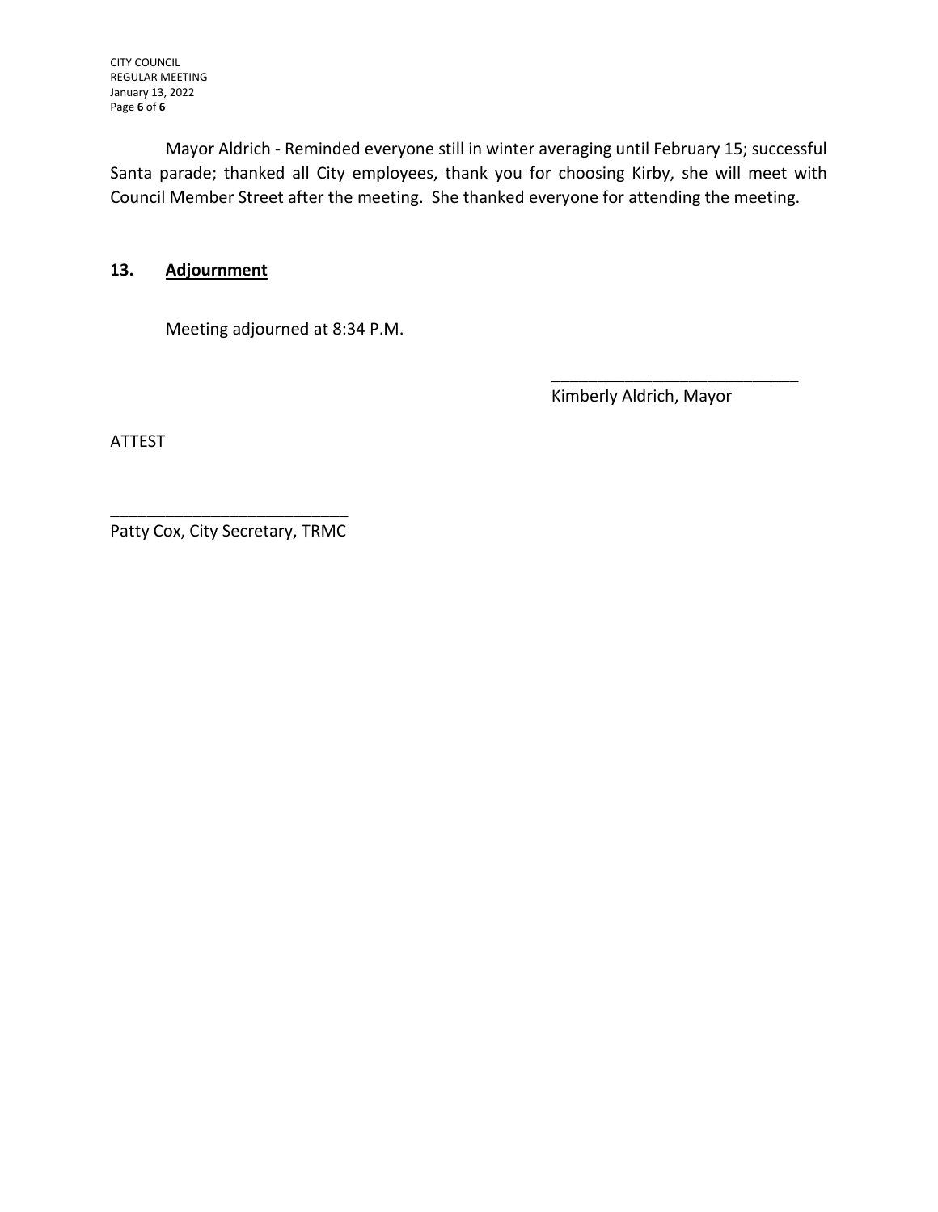Mayor Aldrich - Reminded everyone still in winter averaging until February 15; successful Santa parade; thanked all City employees, thank you for choosing Kirby, she will meet with Council Member Street after the meeting. She thanked everyone for attending the meeting.

## 13. Adjournment

Meeting adjourned at 8:34 P.M.

___________________________

Kimberly Aldrich, Mayor

ATTEST

___________________________

Patty Cox, City Secretary, TRMC